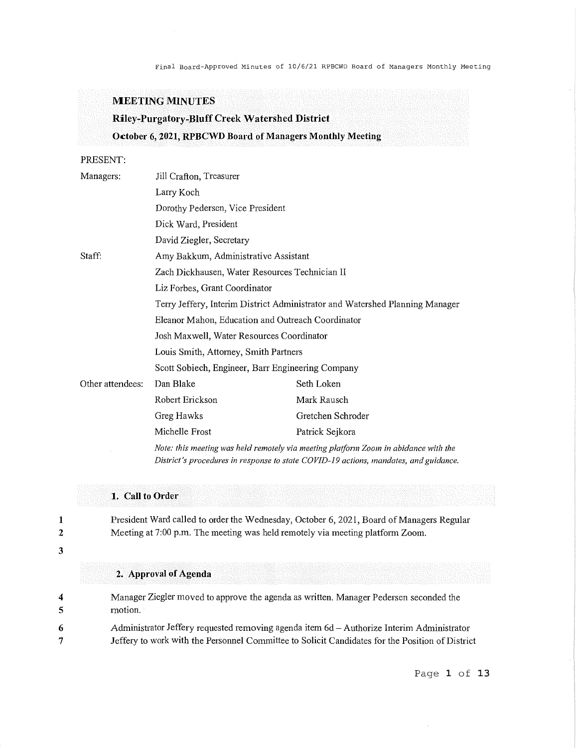# MEETING MINUTES

## Riley-Purgatory-Bluff Creek Watershed District

## October 6, 2021, RPBCWD Board of Managers Monthly Meeting

PRESENT:

| | | |
|---|---|---|
| Managers: | Jill Crafton, Treasurer | |
| | Larry Koch | |
| | Dorothy Pedersen, Vice President | |
| | Dick Ward, President | |
| | David Ziegler, Secretary | |
| Staff: | Amy Bakkum, Administrative Assistant | |
| | Zach Dickhausen, Water Resources Technician II | |
| | Liz Forbes, Grant Coordinator | |
| | Terry Jeffery, Interim District Administrator and Watershed Planning Manager | |
| | Eleanor Mahon, Education and Outreach Coordinator | |
| | Josh Maxwell, Water Resources Coordinator | |
| | Louis Smith, Attorney, Smith Partners | |
| | Scott Sobiech, Engineer, Barr Engineering Company | |
| Other attendees: | Dan Blake | Seth Loken |
| | Robert Erickson | Mark Rausch |
| | Greg Hawks | Gretchen Schroder |
| | Michelle Frost | Patrick Sejkora |

*Note: this meeting was held remotely via meeting platform Zoom in abidance with the District's procedures in response to state COVID-19 actions, mandates, and guidance.*

### 1. Call to Order

1 President Ward called to order the Wednesday, October 6, 2021, Board of Managers Regular
2 Meeting at 7:00 p.m. The meeting was held remotely via meeting platform Zoom.

3

### 2. Approval of Agenda

4 Manager Ziegler moved to approve the agenda as written. Manager Pedersen seconded the
5 motion.

6 Administrator Jeffery requested removing agenda item 6d – Authorize Interim Administrator
7 Jeffery to work with the Personnel Committee to Solicit Candidates for the Position of District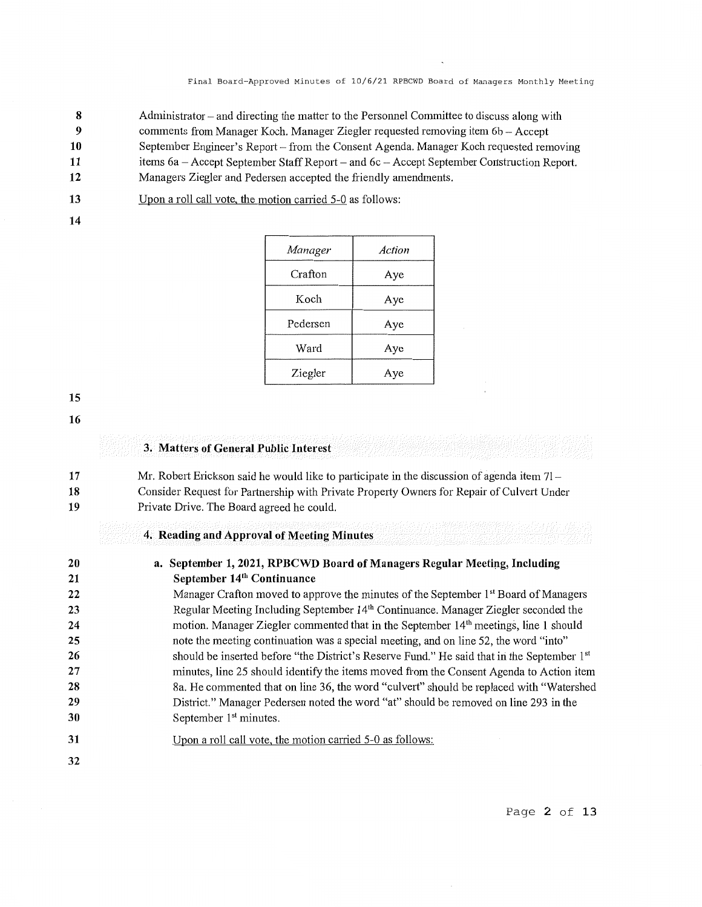Administrator – and directing the matter to the Personnel Committee to discuss along with comments from Manager Koch. Manager Ziegler requested removing item 6b – Accept September Engineer's Report – from the Consent Agenda. Manager Koch requested removing items 6a – Accept September Staff Report – and 6c – Accept September Construction Report. Managers Ziegler and Pedersen accepted the friendly amendments.

Upon a roll call vote, the motion carried 5-0 as follows:

| *Manager* | *Action* |
|---|---|
| Crafton | Aye |
| Koch | Aye |
| Pedersen | Aye |
| Ward | Aye |
| Ziegler | Aye |

## 3. Matters of General Public Interest

Mr. Robert Erickson said he would like to participate in the discussion of agenda item 7l – Consider Request for Partnership with Private Property Owners for Repair of Culvert Under Private Drive. The Board agreed he could.

## 4. Reading and Approval of Meeting Minutes

### a. September 1, 2021, RPBCWD Board of Managers Regular Meeting, Including September 14th Continuance

Manager Crafton moved to approve the minutes of the September 1st Board of Managers Regular Meeting Including September 14th Continuance. Manager Ziegler seconded the motion. Manager Ziegler commented that in the September 14th meetings, line 1 should note the meeting continuation was a special meeting, and on line 52, the word "into" should be inserted before "the District's Reserve Fund." He said that in the September 1st minutes, line 25 should identify the items moved from the Consent Agenda to Action item 8a. He commented that on line 36, the word "culvert" should be replaced with "Watershed District." Manager Pedersen noted the word "at" should be removed on line 293 in the September 1st minutes.

Upon a roll call vote, the motion carried 5-0 as follows: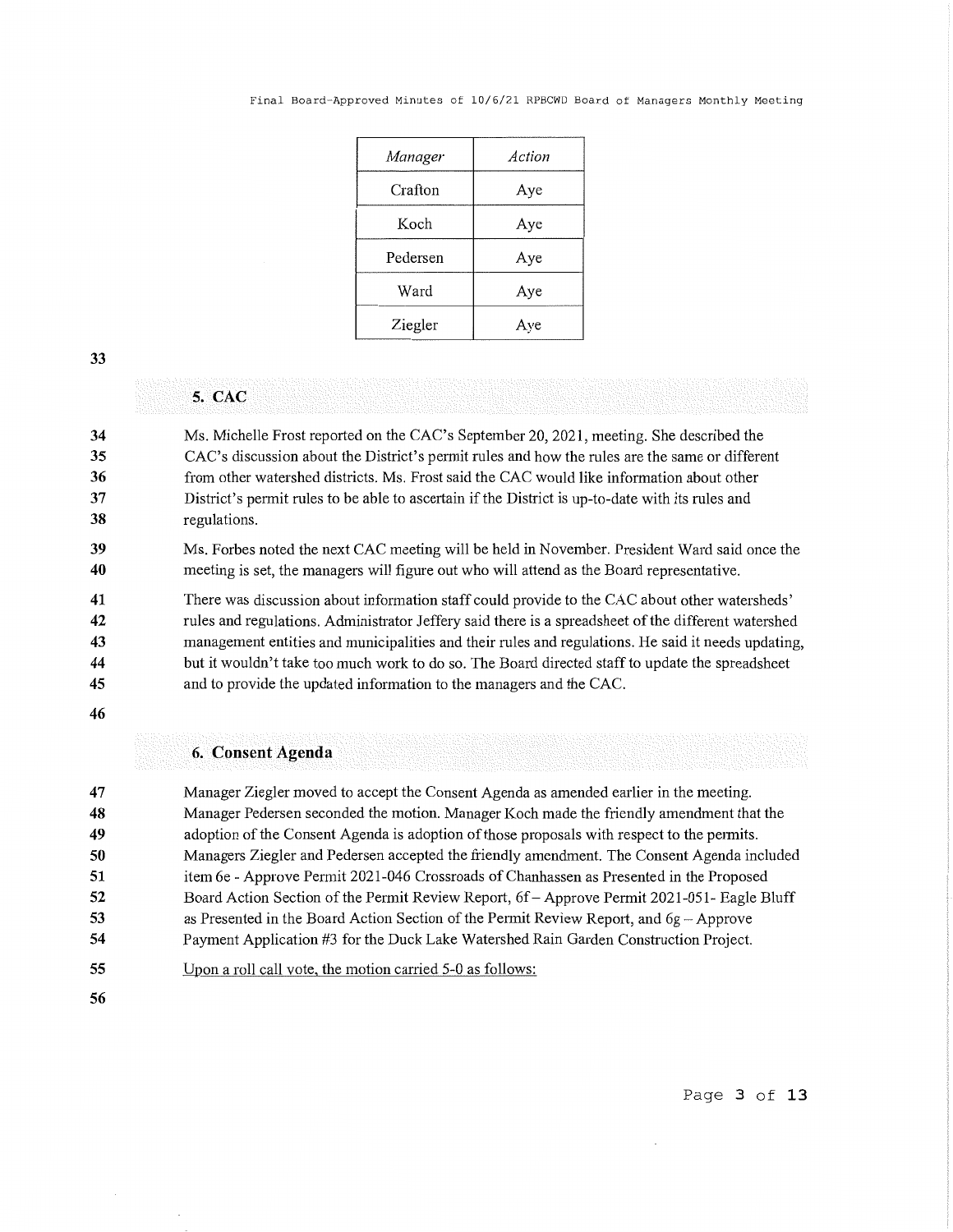| *Manager* | *Action* |
|---|---|
| Crafton | Aye |
| Koch | Aye |
| Pedersen | Aye |
| Ward | Aye |
| Ziegler | Aye |

## 5. CAC

Ms. Michelle Frost reported on the CAC's September 20, 2021, meeting. She described the CAC's discussion about the District's permit rules and how the rules are the same or different from other watershed districts. Ms. Frost said the CAC would like information about other District's permit rules to be able to ascertain if the District is up-to-date with its rules and regulations.

Ms. Forbes noted the next CAC meeting will be held in November. President Ward said once the meeting is set, the managers will figure out who will attend as the Board representative.

There was discussion about information staff could provide to the CAC about other watersheds' rules and regulations. Administrator Jeffery said there is a spreadsheet of the different watershed management entities and municipalities and their rules and regulations. He said it needs updating, but it wouldn't take too much work to do so. The Board directed staff to update the spreadsheet and to provide the updated information to the managers and the CAC.

## 6. Consent Agenda

Manager Ziegler moved to accept the Consent Agenda as amended earlier in the meeting. Manager Pedersen seconded the motion. Manager Koch made the friendly amendment that the adoption of the Consent Agenda is adoption of those proposals with respect to the permits. Managers Ziegler and Pedersen accepted the friendly amendment. The Consent Agenda included item 6e - Approve Permit 2021-046 Crossroads of Chanhassen as Presented in the Proposed Board Action Section of the Permit Review Report, 6f – Approve Permit 2021-051- Eagle Bluff as Presented in the Board Action Section of the Permit Review Report, and 6g – Approve Payment Application #3 for the Duck Lake Watershed Rain Garden Construction Project.

Upon a roll call vote, the motion carried 5-0 as follows: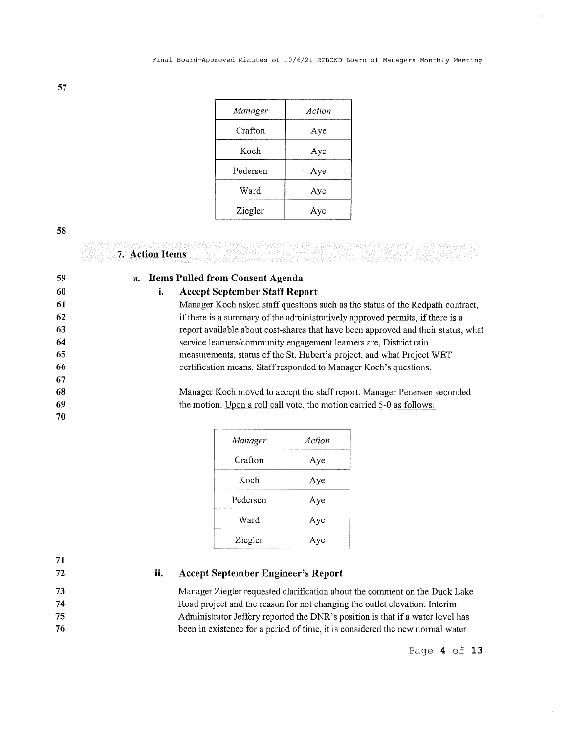| *Manager* | *Action* |
|---|---|
| Crafton | Aye |
| Koch | Aye |
| Pedersen | Aye |
| Ward | Aye |
| Ziegler | Aye |

## 7. Action Items

### a. Items Pulled from Consent Agenda

#### i. Accept September Staff Report

Manager Koch asked staff questions such as the status of the Redpath contract, if there is a summary of the administratively approved permits, if there is a report available about cost-shares that have been approved and their status, what service learners/community engagement learners are, District rain measurements, status of the St. Hubert's project, and what Project WET certification means. Staff responded to Manager Koch's questions.

Manager Koch moved to accept the staff report. Manager Pedersen seconded the motion. Upon a roll call vote, the motion carried 5-0 as follows:

| *Manager* | *Action* |
|---|---|
| Crafton | Aye |
| Koch | Aye |
| Pedersen | Aye |
| Ward | Aye |
| Ziegler | Aye |

#### ii. Accept September Engineer's Report

Manager Ziegler requested clarification about the comment on the Duck Lake Road project and the reason for not changing the outlet elevation. Interim Administrator Jeffery reported the DNR's position is that if a water level has been in existence for a period of time, it is considered the new normal water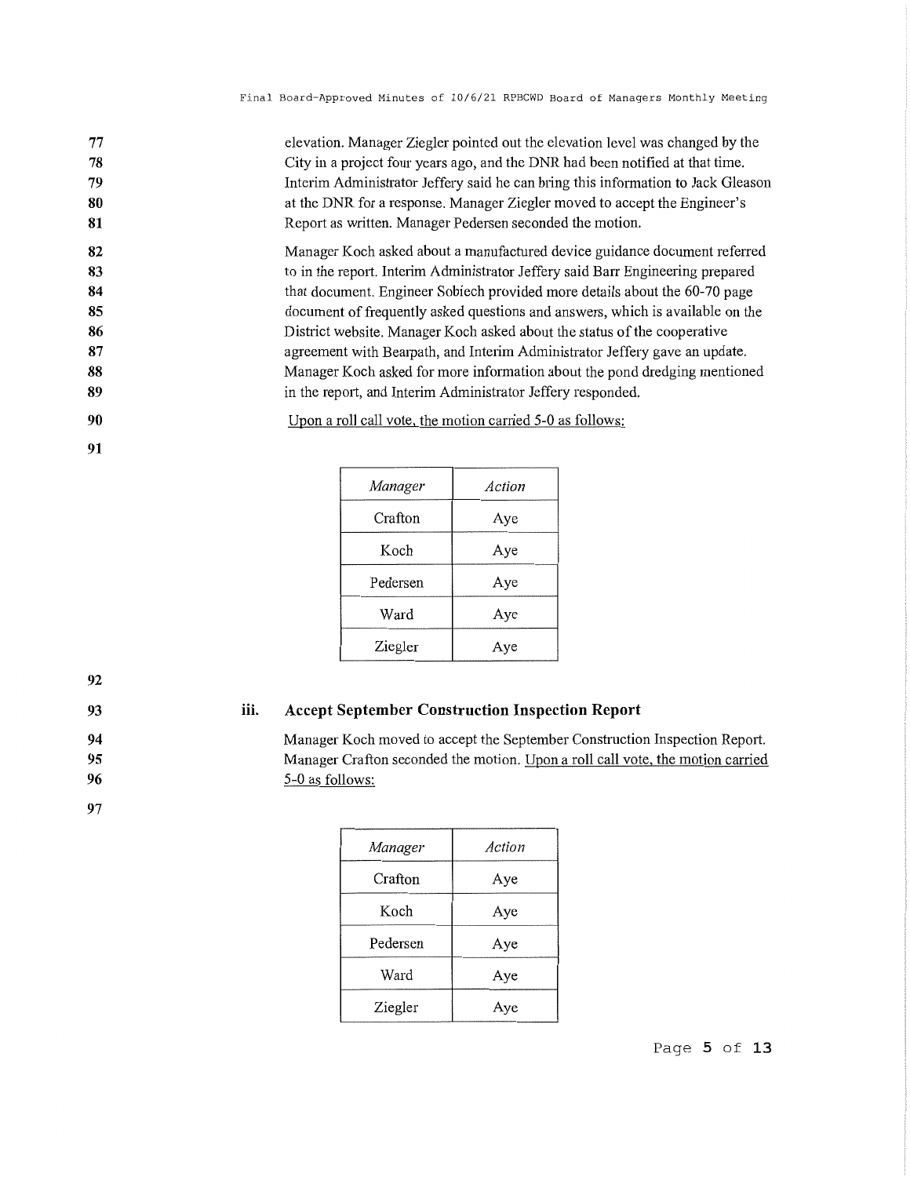elevation. Manager Ziegler pointed out the elevation level was changed by the City in a project four years ago, and the DNR had been notified at that time. Interim Administrator Jeffery said he can bring this information to Jack Gleason at the DNR for a response. Manager Ziegler moved to accept the Engineer's Report as written. Manager Pedersen seconded the motion.

Manager Koch asked about a manufactured device guidance document referred to in the report. Interim Administrator Jeffery said Barr Engineering prepared that document. Engineer Sobiech provided more details about the 60-70 page document of frequently asked questions and answers, which is available on the District website. Manager Koch asked about the status of the cooperative agreement with Bearpath, and Interim Administrator Jeffery gave an update. Manager Koch asked for more information about the pond dredging mentioned in the report, and Interim Administrator Jeffery responded.

Upon a roll call vote, the motion carried 5-0 as follows:

| *Manager* | *Action* |
|---|---|
| Crafton | Aye |
| Koch | Aye |
| Pedersen | Aye |
| Ward | Aye |
| Ziegler | Aye |

### iii. Accept September Construction Inspection Report

Manager Koch moved to accept the September Construction Inspection Report. Manager Crafton seconded the motion. Upon a roll call vote, the motion carried 5-0 as follows:

| *Manager* | *Action* |
|---|---|
| Crafton | Aye |
| Koch | Aye |
| Pedersen | Aye |
| Ward | Aye |
| Ziegler | Aye |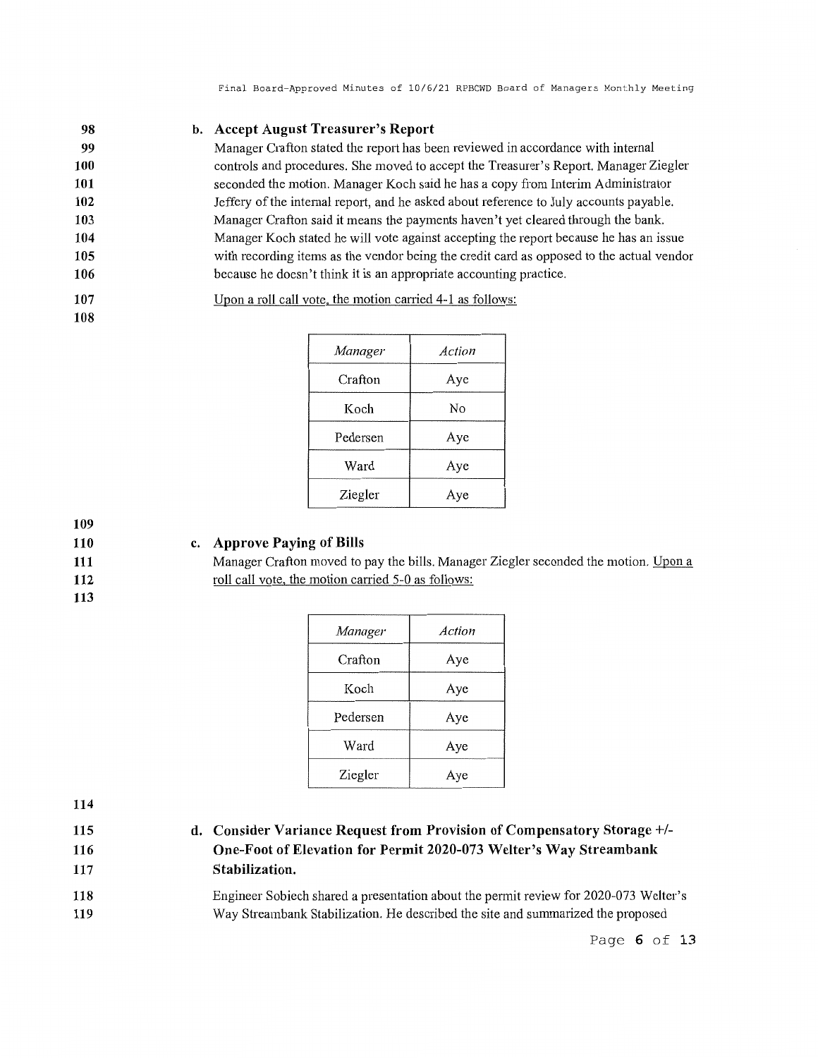### b. Accept August Treasurer's Report

Manager Crafton stated the report has been reviewed in accordance with internal controls and procedures. She moved to accept the Treasurer's Report. Manager Ziegler seconded the motion. Manager Koch said he has a copy from Interim Administrator Jeffery of the internal report, and he asked about reference to July accounts payable. Manager Crafton said it means the payments haven't yet cleared through the bank. Manager Koch stated he will vote against accepting the report because he has an issue with recording items as the vendor being the credit card as opposed to the actual vendor because he doesn't think it is an appropriate accounting practice.

Upon a roll call vote, the motion carried 4-1 as follows:

| *Manager* | *Action* |
|---|---|
| Crafton | Aye |
| Koch | No |
| Pedersen | Aye |
| Ward | Aye |
| Ziegler | Aye |

### c. Approve Paying of Bills

Manager Crafton moved to pay the bills. Manager Ziegler seconded the motion. Upon a roll call vote, the motion carried 5-0 as follows:

| *Manager* | *Action* |
|---|---|
| Crafton | Aye |
| Koch | Aye |
| Pedersen | Aye |
| Ward | Aye |
| Ziegler | Aye |

### d. Consider Variance Request from Provision of Compensatory Storage +/- One-Foot of Elevation for Permit 2020-073 Welter's Way Streambank Stabilization.

Engineer Sobiech shared a presentation about the permit review for 2020-073 Welter's Way Streambank Stabilization. He described the site and summarized the proposed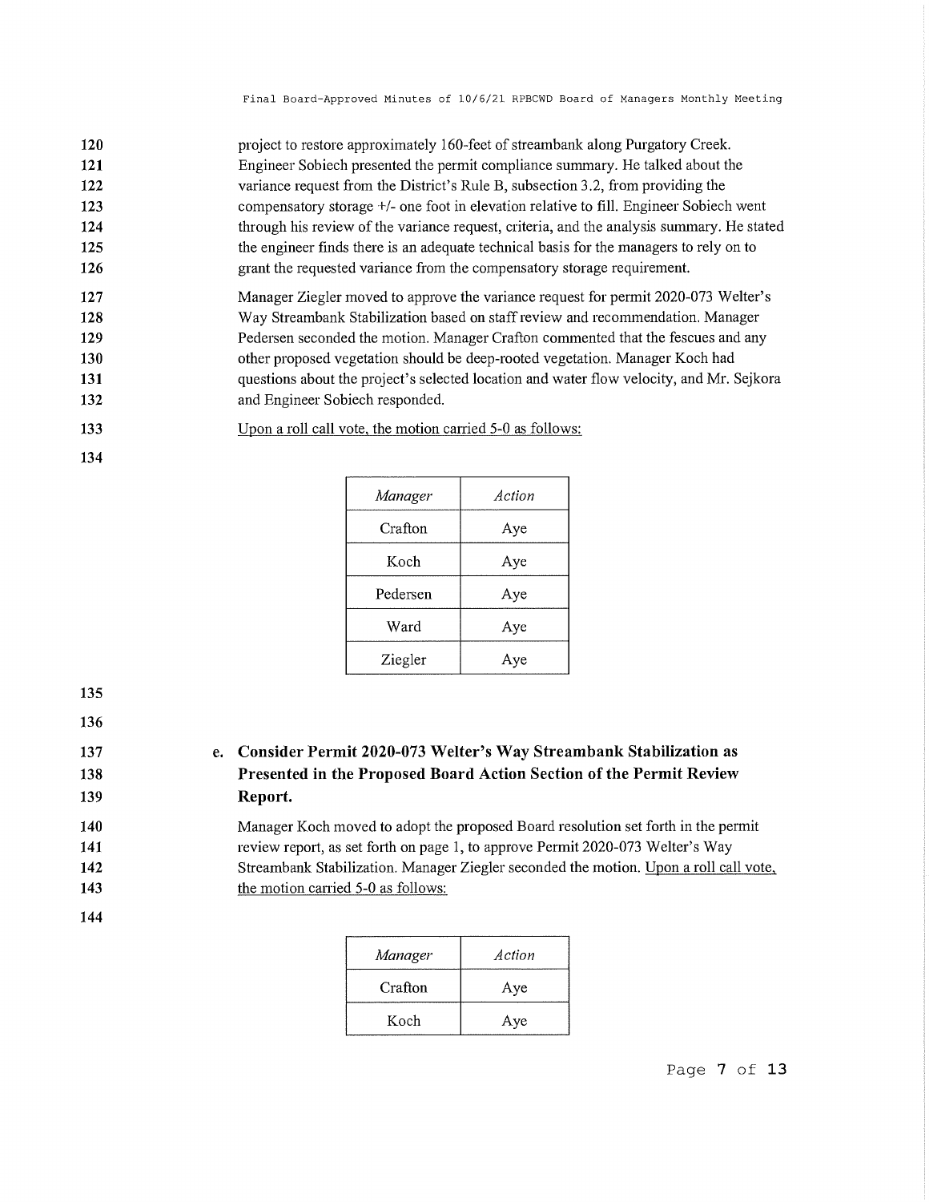project to restore approximately 160-feet of streambank along Purgatory Creek. Engineer Sobiech presented the permit compliance summary. He talked about the variance request from the District's Rule B, subsection 3.2, from providing the compensatory storage +/- one foot in elevation relative to fill. Engineer Sobiech went through his review of the variance request, criteria, and the analysis summary. He stated the engineer finds there is an adequate technical basis for the managers to rely on to grant the requested variance from the compensatory storage requirement.

Manager Ziegler moved to approve the variance request for permit 2020-073 Welter's Way Streambank Stabilization based on staff review and recommendation. Manager Pedersen seconded the motion. Manager Crafton commented that the fescues and any other proposed vegetation should be deep-rooted vegetation. Manager Koch had questions about the project's selected location and water flow velocity, and Mr. Sejkora and Engineer Sobiech responded.

Upon a roll call vote, the motion carried 5-0 as follows:

| *Manager* | *Action* |
|---|---|
| Crafton | Aye |
| Koch | Aye |
| Pedersen | Aye |
| Ward | Aye |
| Ziegler | Aye |

e. **Consider Permit 2020-073 Welter's Way Streambank Stabilization as Presented in the Proposed Board Action Section of the Permit Review Report.**

Manager Koch moved to adopt the proposed Board resolution set forth in the permit review report, as set forth on page 1, to approve Permit 2020-073 Welter's Way Streambank Stabilization. Manager Ziegler seconded the motion. Upon a roll call vote, the motion carried 5-0 as follows:

| *Manager* | *Action* |
|---|---|
| Crafton | Aye |
| Koch | Aye |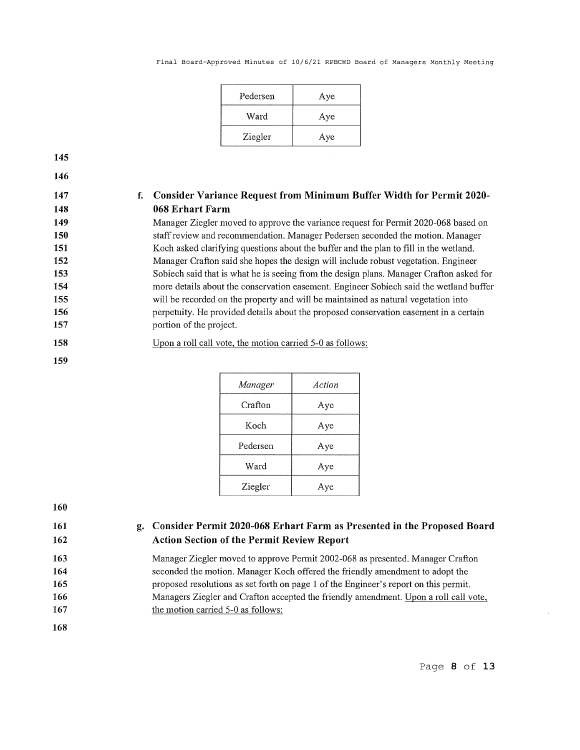| Pedersen | Aye |
|---|---|
| Ward | Aye |
| Ziegler | Aye |

### f. Consider Variance Request from Minimum Buffer Width for Permit 2020-068 Erhart Farm

Manager Ziegler moved to approve the variance request for Permit 2020-068 based on staff review and recommendation. Manager Pedersen seconded the motion. Manager Koch asked clarifying questions about the buffer and the plan to fill in the wetland. Manager Crafton said she hopes the design will include robust vegetation. Engineer Sobiech said that is what he is seeing from the design plans. Manager Crafton asked for more details about the conservation easement. Engineer Sobiech said the wetland buffer will be recorded on the property and will be maintained as natural vegetation into perpetuity. He provided details about the proposed conservation easement in a certain portion of the project.

Upon a roll call vote, the motion carried 5-0 as follows:

| *Manager* | *Action* |
|---|---|
| Crafton | Aye |
| Koch | Aye |
| Pedersen | Aye |
| Ward | Aye |
| Ziegler | Aye |

### g. Consider Permit 2020-068 Erhart Farm as Presented in the Proposed Board Action Section of the Permit Review Report

Manager Ziegler moved to approve Permit 2002-068 as presented. Manager Crafton seconded the motion. Manager Koch offered the friendly amendment to adopt the proposed resolutions as set forth on page 1 of the Engineer's report on this permit. Managers Ziegler and Crafton accepted the friendly amendment. Upon a roll call vote, the motion carried 5-0 as follows: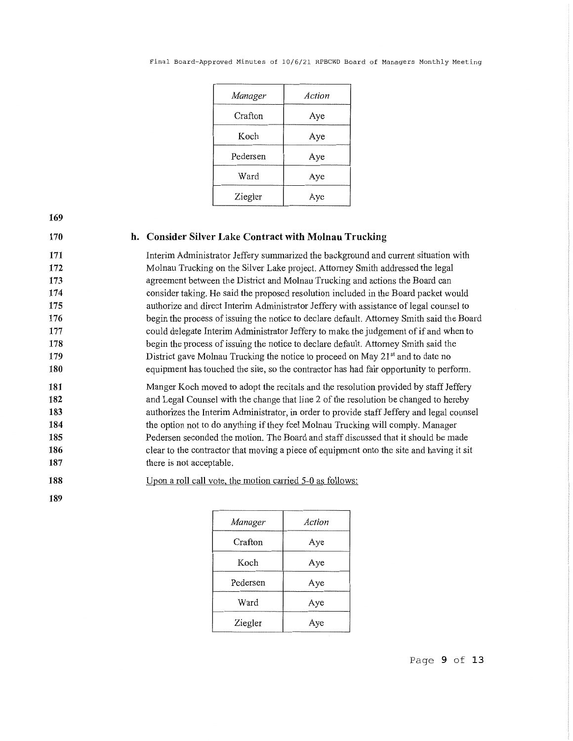| *Manager* | *Action* |
|---|---|
| Crafton | Aye |
| Koch | Aye |
| Pedersen | Aye |
| Ward | Aye |
| Ziegler | Aye |

### h. Consider Silver Lake Contract with Molnau Trucking

Interim Administrator Jeffery summarized the background and current situation with Molnau Trucking on the Silver Lake project. Attorney Smith addressed the legal agreement between the District and Molnau Trucking and actions the Board can consider taking. He said the proposed resolution included in the Board packet would authorize and direct Interim Administrator Jeffery with assistance of legal counsel to begin the process of issuing the notice to declare default. Attorney Smith said the Board could delegate Interim Administrator Jeffery to make the judgement of if and when to begin the process of issuing the notice to declare default. Attorney Smith said the District gave Molnau Trucking the notice to proceed on May 21st and to date no equipment has touched the site, so the contractor has had fair opportunity to perform.

Manger Koch moved to adopt the recitals and the resolution provided by staff Jeffery and Legal Counsel with the change that line 2 of the resolution be changed to hereby authorizes the Interim Administrator, in order to provide staff Jeffery and legal counsel the option not to do anything if they feel Molnau Trucking will comply. Manager Pedersen seconded the motion. The Board and staff discussed that it should be made clear to the contractor that moving a piece of equipment onto the site and having it sit there is not acceptable.

Upon a roll call vote, the motion carried 5-0 as follows:

| *Manager* | *Action* |
|---|---|
| Crafton | Aye |
| Koch | Aye |
| Pedersen | Aye |
| Ward | Aye |
| Ziegler | Aye |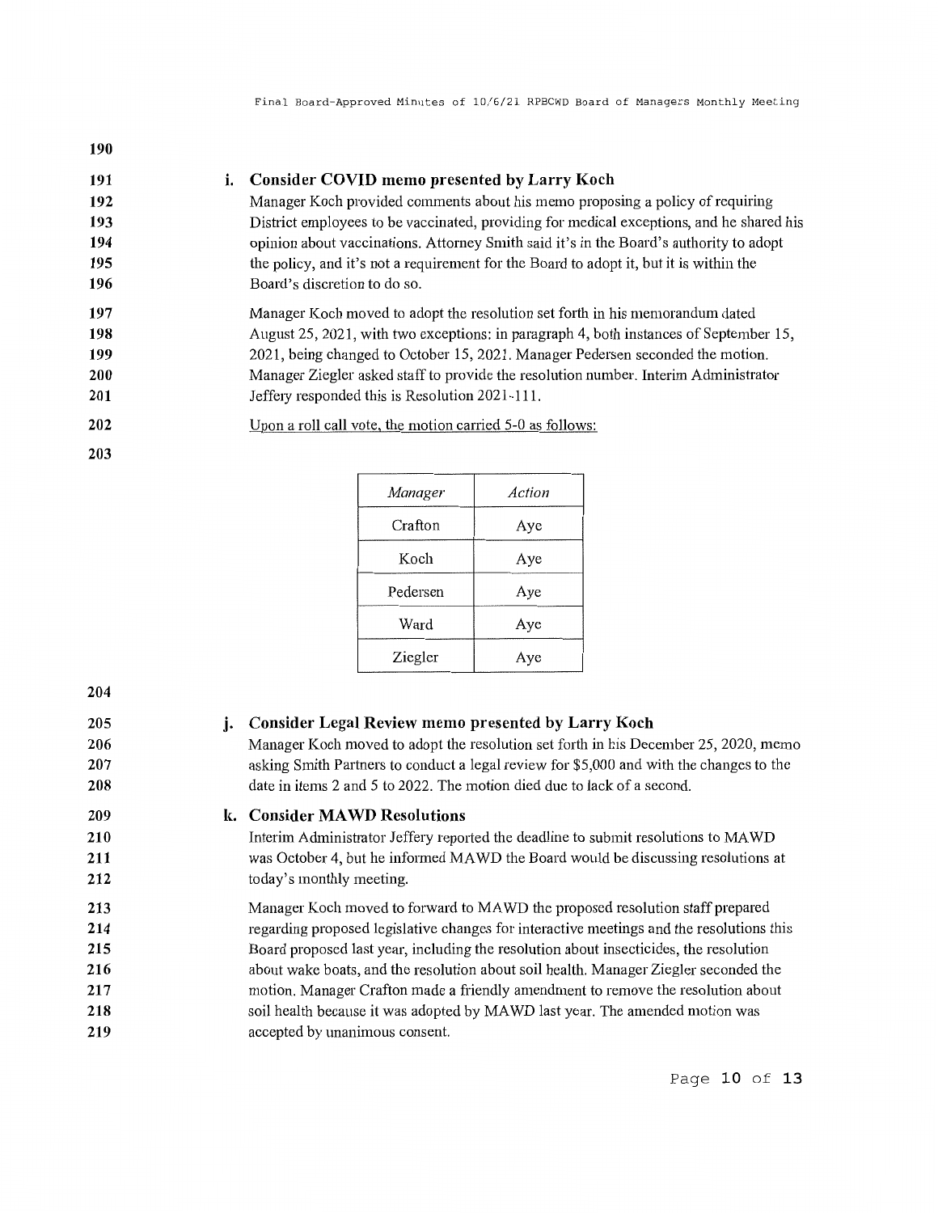i. **Consider COVID memo presented by Larry Koch**

Manager Koch provided comments about his memo proposing a policy of requiring District employees to be vaccinated, providing for medical exceptions, and he shared his opinion about vaccinations. Attorney Smith said it's in the Board's authority to adopt the policy, and it's not a requirement for the Board to adopt it, but it is within the Board's discretion to do so.

Manager Koch moved to adopt the resolution set forth in his memorandum dated August 25, 2021, with two exceptions: in paragraph 4, both instances of September 15, 2021, being changed to October 15, 2021. Manager Pedersen seconded the motion. Manager Ziegler asked staff to provide the resolution number. Interim Administrator Jeffery responded this is Resolution 2021-111.

Upon a roll call vote, the motion carried 5-0 as follows:

| *Manager* | *Action* |
|---|---|
| Crafton | Aye |
| Koch | Aye |
| Pedersen | Aye |
| Ward | Aye |
| Ziegler | Aye |

j. **Consider Legal Review memo presented by Larry Koch**

Manager Koch moved to adopt the resolution set forth in his December 25, 2020, memo asking Smith Partners to conduct a legal review for $5,000 and with the changes to the date in items 2 and 5 to 2022. The motion died due to lack of a second.

k. **Consider MAWD Resolutions**

Interim Administrator Jeffery reported the deadline to submit resolutions to MAWD was October 4, but he informed MAWD the Board would be discussing resolutions at today's monthly meeting.

Manager Koch moved to forward to MAWD the proposed resolution staff prepared regarding proposed legislative changes for interactive meetings and the resolutions this Board proposed last year, including the resolution about insecticides, the resolution about wake boats, and the resolution about soil health. Manager Ziegler seconded the motion. Manager Crafton made a friendly amendment to remove the resolution about soil health because it was adopted by MAWD last year. The amended motion was accepted by unanimous consent.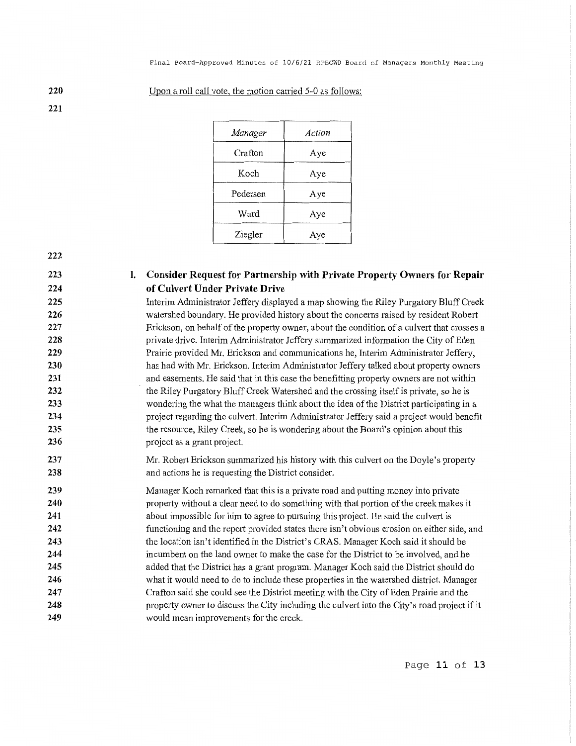Upon a roll call vote, the motion carried 5-0 as follows:

| *Manager* | *Action* |
|---|---|
| Crafton | Aye |
| Koch | Aye |
| Pedersen | Aye |
| Ward | Aye |
| Ziegler | Aye |

### l. Consider Request for Partnership with Private Property Owners for Repair of Culvert Under Private Drive

Interim Administrator Jeffery displayed a map showing the Riley Purgatory Bluff Creek watershed boundary. He provided history about the concerns raised by resident Robert Erickson, on behalf of the property owner, about the condition of a culvert that crosses a private drive. Interim Administrator Jeffery summarized information the City of Eden Prairie provided Mr. Erickson and communications he, Interim Administrator Jeffery, has had with Mr. Erickson. Interim Administrator Jeffery talked about property owners and easements. He said that in this case the benefitting property owners are not within the Riley Purgatory Bluff Creek Watershed and the crossing itself is private, so he is wondering the what the managers think about the idea of the District participating in a project regarding the culvert. Interim Administrator Jeffery said a project would benefit the resource, Riley Creek, so he is wondering about the Board's opinion about this project as a grant project.

Mr. Robert Erickson summarized his history with this culvert on the Doyle's property and actions he is requesting the District consider.

Manager Koch remarked that this is a private road and putting money into private property without a clear need to do something with that portion of the creek makes it about impossible for him to agree to pursuing this project. He said the culvert is functioning and the report provided states there isn't obvious erosion on either side, and the location isn't identified in the District's CRAS. Manager Koch said it should be incumbent on the land owner to make the case for the District to be involved, and he added that the District has a grant program. Manager Koch said the District should do what it would need to do to include these properties in the watershed district. Manager Crafton said she could see the District meeting with the City of Eden Prairie and the property owner to discuss the City including the culvert into the City's road project if it would mean improvements for the creek.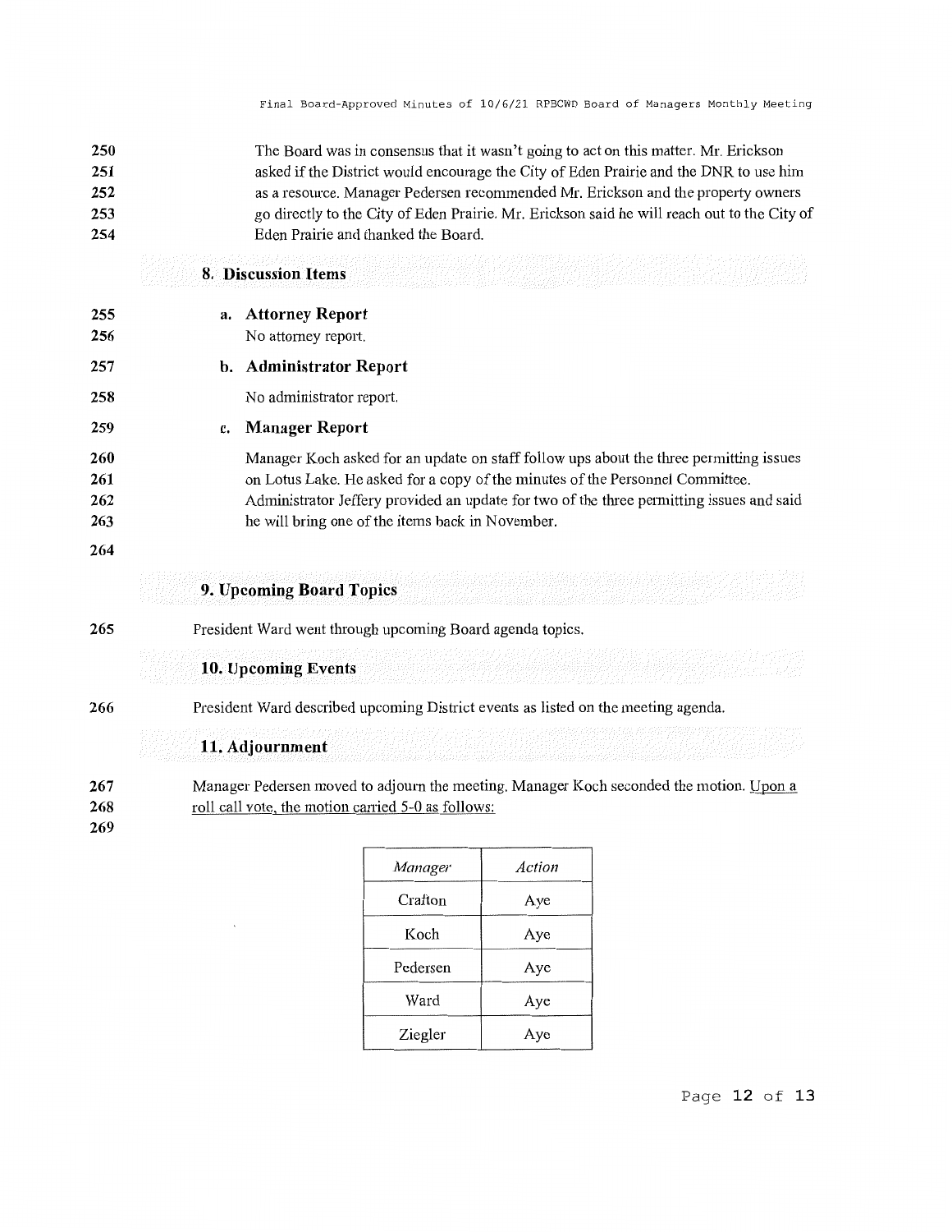The Board was in consensus that it wasn't going to act on this matter. Mr. Erickson asked if the District would encourage the City of Eden Prairie and the DNR to use him as a resource. Manager Pedersen recommended Mr. Erickson and the property owners go directly to the City of Eden Prairie. Mr. Erickson said he will reach out to the City of Eden Prairie and thanked the Board.

## 8. Discussion Items

### a. Attorney Report

No attorney report.

### b. Administrator Report

No administrator report.

### c. Manager Report

Manager Koch asked for an update on staff follow ups about the three permitting issues on Lotus Lake. He asked for a copy of the minutes of the Personnel Committee. Administrator Jeffery provided an update for two of the three permitting issues and said he will bring one of the items back in November.

## 9. Upcoming Board Topics

President Ward went through upcoming Board agenda topics.

## 10. Upcoming Events

President Ward described upcoming District events as listed on the meeting agenda.

## 11. Adjournment

Manager Pedersen moved to adjourn the meeting. Manager Koch seconded the motion. Upon a roll call vote, the motion carried 5-0 as follows:

| *Manager* | *Action* |
|---|---|
| Crafton | Aye |
| Koch | Aye |
| Pedersen | Aye |
| Ward | Aye |
| Ziegler | Aye |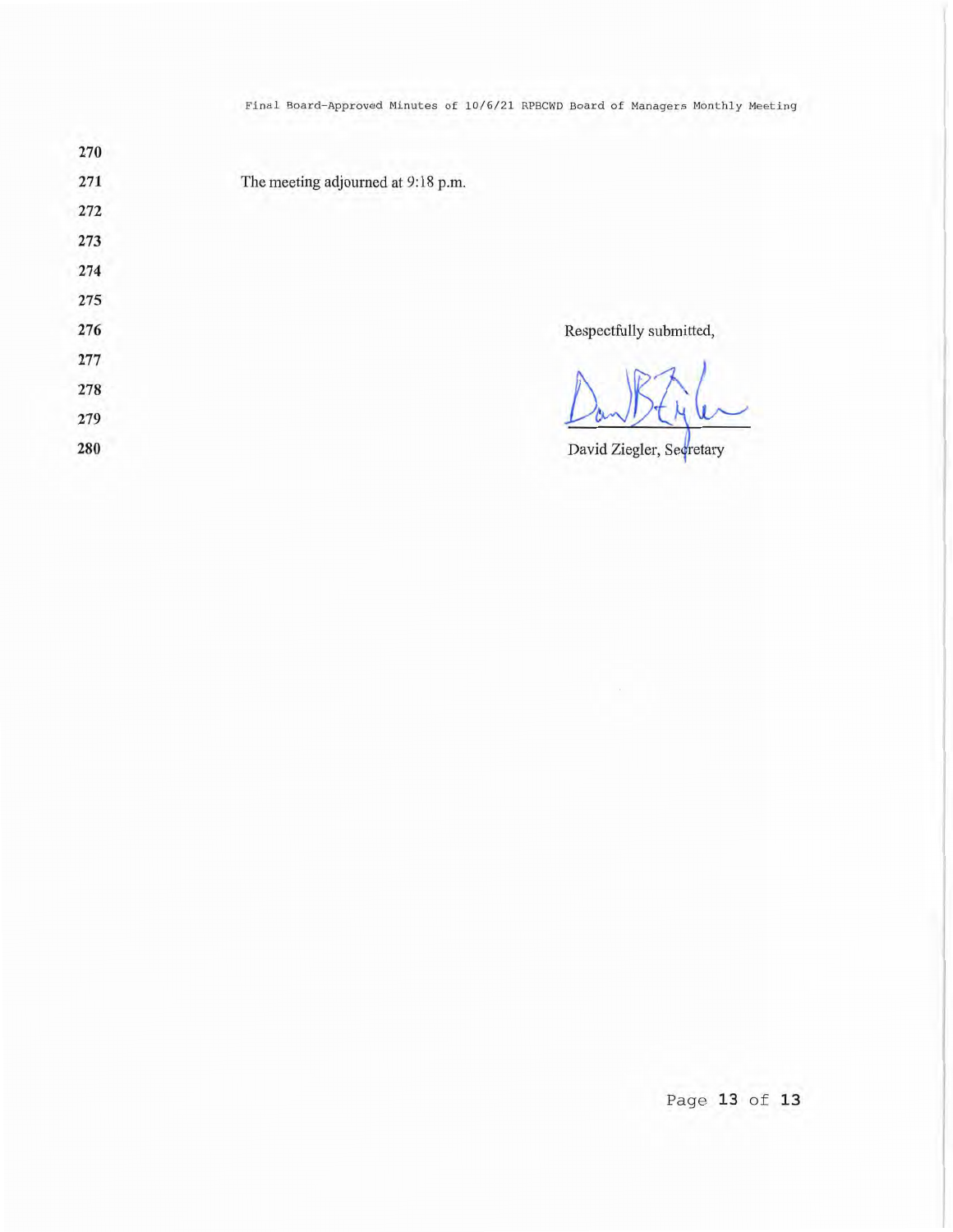The meeting adjourned at 9:18 p.m.

Respectfully submitted,

David Ziegler, Secretary